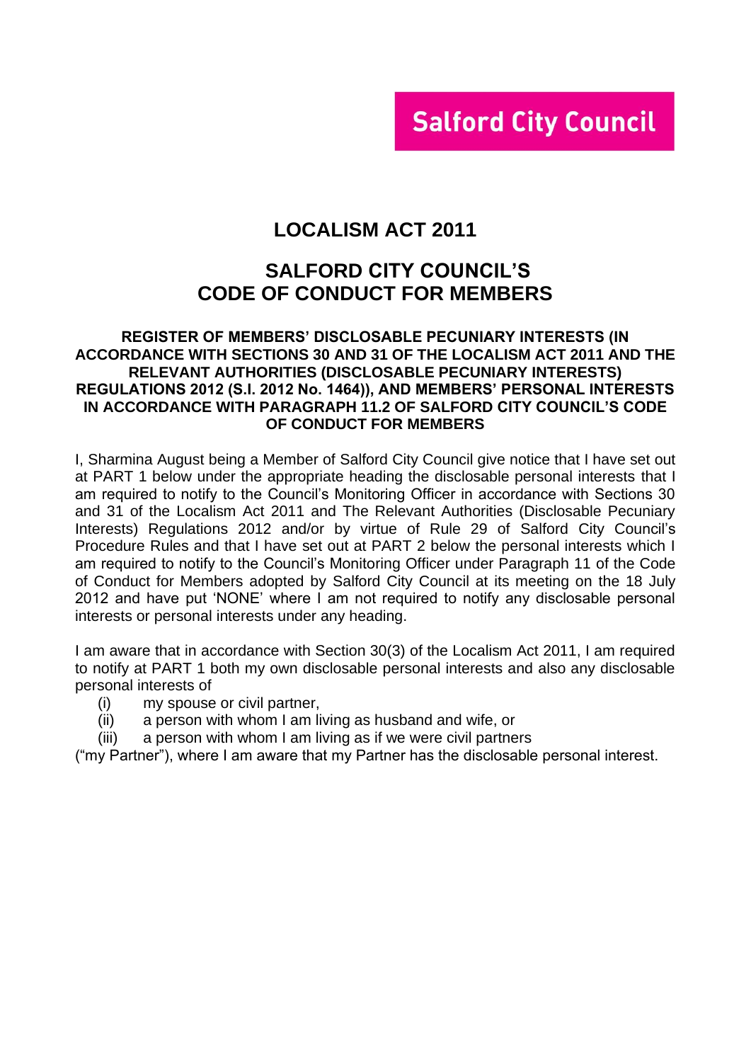Salford City Council

# LOCALISM ACT 2011

## SALFORD CITY COUNCIL'S CODE OF CONDUCT FOR MEMBERS

### REGISTER OF MEMBERS' DISCLOSABLE PECUNIARY INTERESTS (IN ACCORDANCE WITH SECTIONS 30 AND 31 OF THE LOCALISM ACT 2011 AND THE RELEVANT AUTHORITIES (DISCLOSABLE PECUNIARY INTERESTS) REGULATIONS 2012 (S.I. 2012 No. 1464)), AND MEMBERS' PERSONAL INTERESTS IN ACCORDANCE WITH PARAGRAPH 11.2 OF SALFORD CITY COUNCIL'S CODE OF CONDUCT FOR MEMBERS

I, Sharmina August being a Member of Salford City Council give notice that I have set out at PART 1 below under the appropriate heading the disclosable personal interests that I am required to notify to the Council's Monitoring Officer in accordance with Sections 30 and 31 of the Localism Act 2011 and The Relevant Authorities (Disclosable Pecuniary Interests) Regulations 2012 and/or by virtue of Rule 29 of Salford City Council's Procedure Rules and that I have set out at PART 2 below the personal interests which I am required to notify to the Council's Monitoring Officer under Paragraph 11 of the Code of Conduct for Members adopted by Salford City Council at its meeting on the 18 July 2012 and have put 'NONE' where I am not required to notify any disclosable personal interests or personal interests under any heading.

I am aware that in accordance with Section 30(3) of the Localism Act 2011, I am required to notify at PART 1 both my own disclosable personal interests and also any disclosable personal interests of

(i) my spouse or civil partner,
(ii) a person with whom I am living as husband and wife, or
(iii) a person with whom I am living as if we were civil partners

("my Partner"), where I am aware that my Partner has the disclosable personal interest.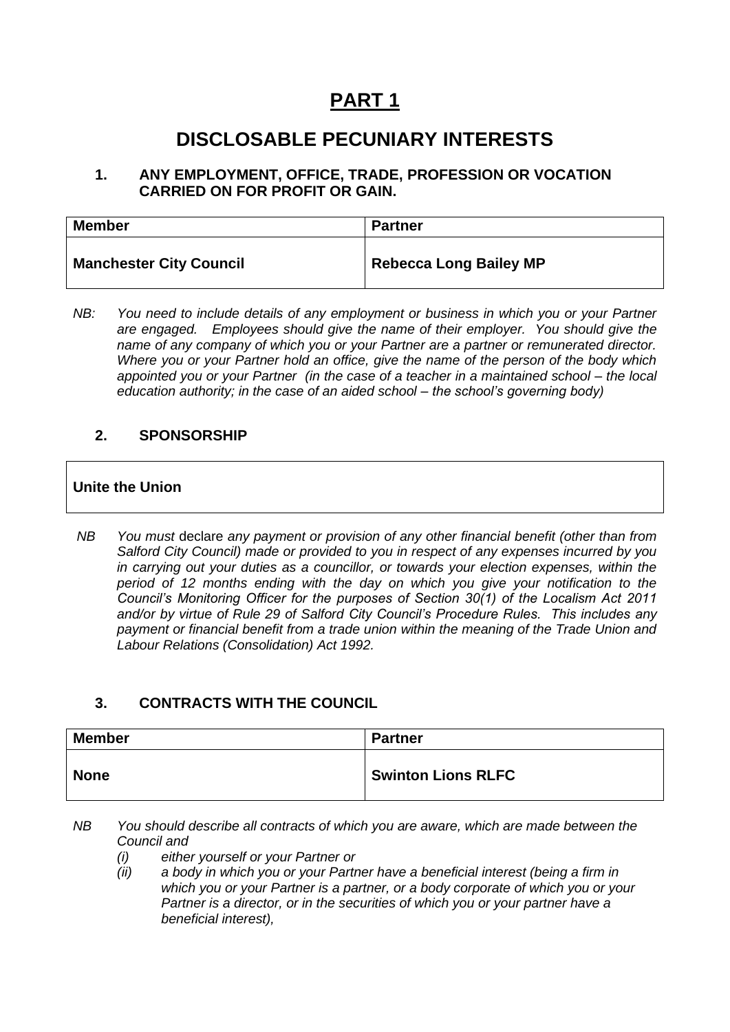# PART 1

# DISCLOSABLE PECUNIARY INTERESTS

### 1. ANY EMPLOYMENT, OFFICE, TRADE, PROFESSION OR VOCATION CARRIED ON FOR PROFIT OR GAIN.

| Member | Partner |
| --- | --- |
| **Manchester City Council** | **Rebecca Long Bailey MP** |

*NB: You need to include details of any employment or business in which you or your Partner are engaged. Employees should give the name of their employer. You should give the name of any company of which you or your Partner are a partner or remunerated director. Where you or your Partner hold an office, give the name of the person of the body which appointed you or your Partner (in the case of a teacher in a maintained school – the local education authority; in the case of an aided school – the school's governing body)*

### 2. SPONSORSHIP

| |
| --- |
| **Unite the Union** |

*NB You must* declare *any payment or provision of any other financial benefit (other than from Salford City Council) made or provided to you in respect of any expenses incurred by you in carrying out your duties as a councillor, or towards your election expenses, within the period of 12 months ending with the day on which you give your notification to the Council's Monitoring Officer for the purposes of Section 30(1) of the Localism Act 2011 and/or by virtue of Rule 29 of Salford City Council's Procedure Rules. This includes any payment or financial benefit from a trade union within the meaning of the Trade Union and Labour Relations (Consolidation) Act 1992.*

### 3. CONTRACTS WITH THE COUNCIL

| Member | Partner |
| --- | --- |
| **None** | **Swinton Lions RLFC** |

*NB You should describe all contracts of which you are aware, which are made between the Council and*

*(i) either yourself or your Partner or*

*(ii) a body in which you or your Partner have a beneficial interest (being a firm in which you or your Partner is a partner, or a body corporate of which you or your Partner is a director, or in the securities of which you or your partner have a beneficial interest),*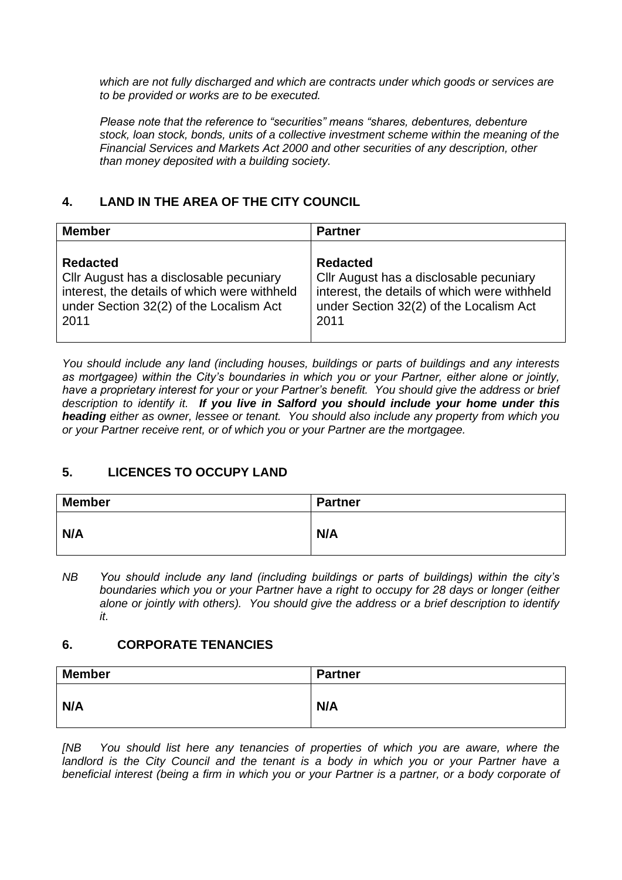*which are not fully discharged and which are contracts under which goods or services are to be provided or works are to be executed.*

*Please note that the reference to "securities" means "shares, debentures, debenture stock, loan stock, bonds, units of a collective investment scheme within the meaning of the Financial Services and Markets Act 2000 and other securities of any description, other than money deposited with a building society.*

## 4. LAND IN THE AREA OF THE CITY COUNCIL

| Member | Partner |
|---|---|
| **Redacted** Cllr August has a disclosable pecuniary interest, the details of which were withheld under Section 32(2) of the Localism Act 2011 | **Redacted** Cllr August has a disclosable pecuniary interest, the details of which were withheld under Section 32(2) of the Localism Act 2011 |

*You should include any land (including houses, buildings or parts of buildings and any interests as mortgagee) within the City's boundaries in which you or your Partner, either alone or jointly, have a proprietary interest for your or your Partner's benefit. You should give the address or brief description to identify it.* ***If you live in Salford you should include your home under this heading*** *either as owner, lessee or tenant. You should also include any property from which you or your Partner receive rent, or of which you or your Partner are the mortgagee.*

## 5. LICENCES TO OCCUPY LAND

| Member | Partner |
|---|---|
| **N/A** | **N/A** |

*NB You should include any land (including buildings or parts of buildings) within the city's boundaries which you or your Partner have a right to occupy for 28 days or longer (either alone or jointly with others). You should give the address or a brief description to identify it.*

## 6. CORPORATE TENANCIES

| Member | Partner |
|---|---|
| **N/A** | **N/A** |

*[NB You should list here any tenancies of properties of which you are aware, where the landlord is the City Council and the tenant is a body in which you or your Partner have a beneficial interest (being a firm in which you or your Partner is a partner, or a body corporate of*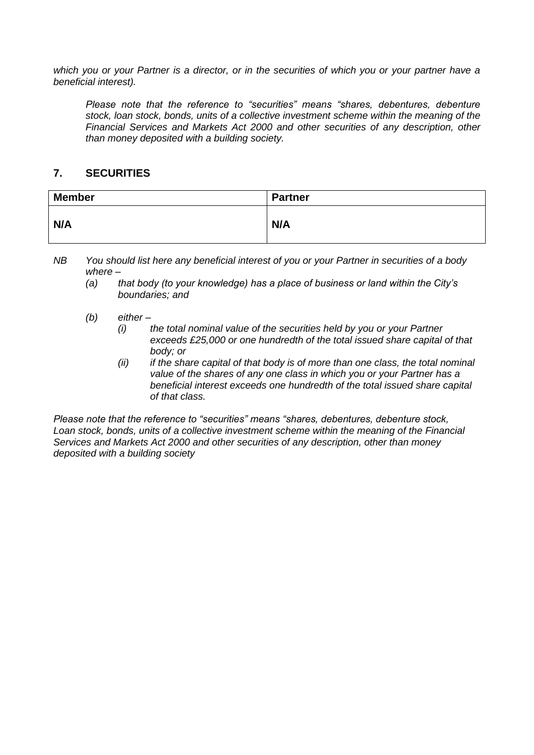*which you or your Partner is a director, or in the securities of which you or your partner have a beneficial interest).*

> *Please note that the reference to "securities" means "shares, debentures, debenture stock, loan stock, bonds, units of a collective investment scheme within the meaning of the Financial Services and Markets Act 2000 and other securities of any description, other than money deposited with a building society.*

## 7. SECURITIES

| Member | Partner |
|---|---|
| **N/A** | **N/A** |

*NB You should list here any beneficial interest of you or your Partner in securities of a body where –*

*(a) that body (to your knowledge) has a place of business or land within the City's boundaries; and*

*(b) either –*

*(i) the total nominal value of the securities held by you or your Partner exceeds £25,000 or one hundredth of the total issued share capital of that body; or*

*(ii) if the share capital of that body is of more than one class, the total nominal value of the shares of any one class in which you or your Partner has a beneficial interest exceeds one hundredth of the total issued share capital of that class.*

*Please note that the reference to "securities" means "shares, debentures, debenture stock, Loan stock, bonds, units of a collective investment scheme within the meaning of the Financial Services and Markets Act 2000 and other securities of any description, other than money deposited with a building society*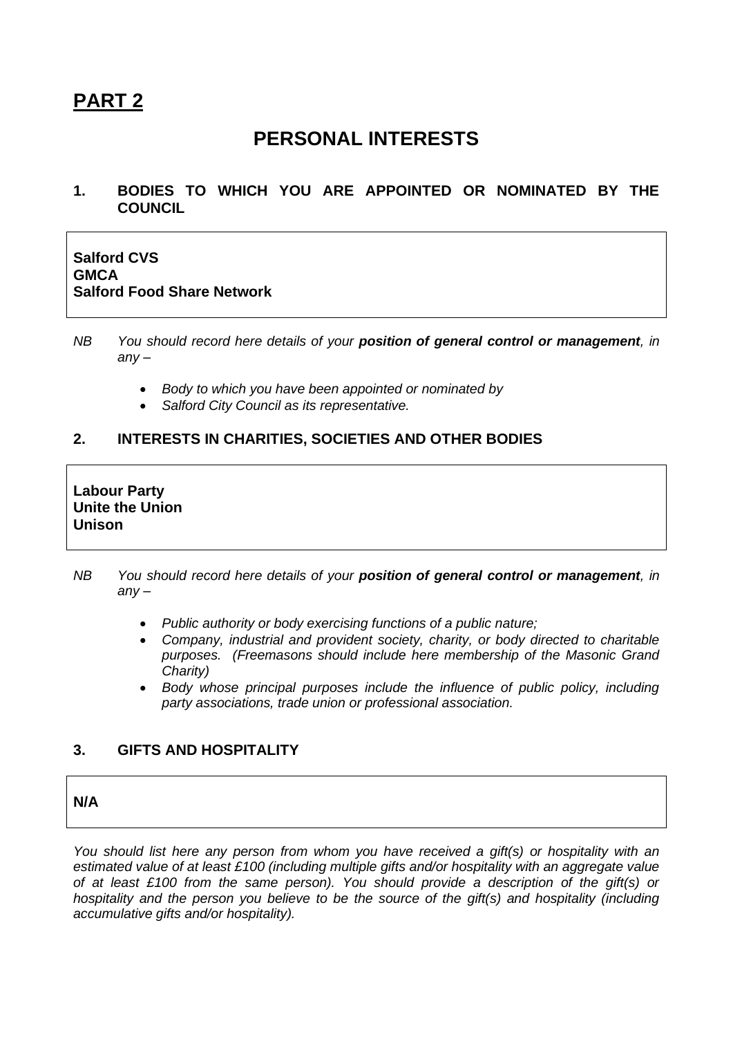# PART 2

## PERSONAL INTERESTS

### 1. BODIES TO WHICH YOU ARE APPOINTED OR NOMINATED BY THE COUNCIL

**Salford CVS**
**GMCA**
**Salford Food Share Network**

*NB You should record here details of your **position of general control or management**, in any –*

- *Body to which you have been appointed or nominated by*
- *Salford City Council as its representative.*

### 2. INTERESTS IN CHARITIES, SOCIETIES AND OTHER BODIES

**Labour Party**
**Unite the Union**
**Unison**

*NB You should record here details of your **position of general control or management**, in any –*

- *Public authority or body exercising functions of a public nature;*
- *Company, industrial and provident society, charity, or body directed to charitable purposes. (Freemasons should include here membership of the Masonic Grand Charity)*
- *Body whose principal purposes include the influence of public policy, including party associations, trade union or professional association.*

### 3. GIFTS AND HOSPITALITY

**N/A**

*You should list here any person from whom you have received a gift(s) or hospitality with an estimated value of at least £100 (including multiple gifts and/or hospitality with an aggregate value of at least £100 from the same person). You should provide a description of the gift(s) or hospitality and the person you believe to be the source of the gift(s) and hospitality (including accumulative gifts and/or hospitality).*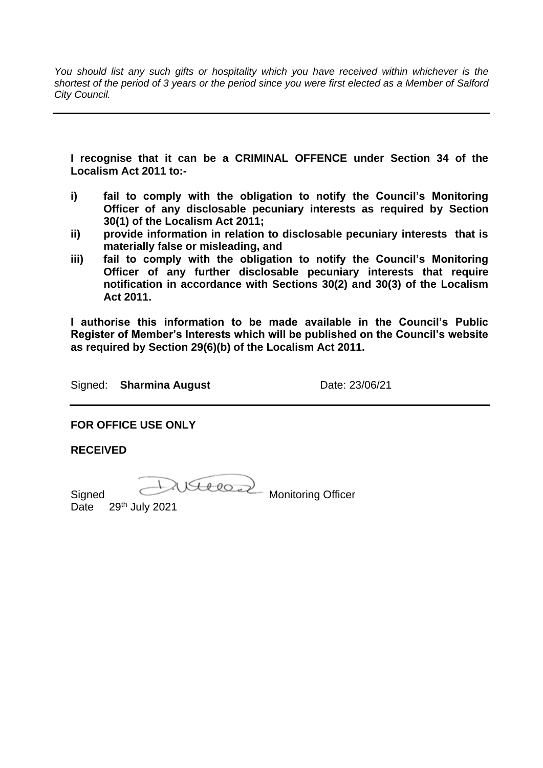*You should list any such gifts or hospitality which you have received within whichever is the shortest of the period of 3 years or the period since you were first elected as a Member of Salford City Council.*

---

**I recognise that it can be a CRIMINAL OFFENCE under Section 34 of the Localism Act 2011 to:-**

- **i) fail to comply with the obligation to notify the Council's Monitoring Officer of any disclosable pecuniary interests as required by Section 30(1) of the Localism Act 2011;**
- **ii) provide information in relation to disclosable pecuniary interests that is materially false or misleading, and**
- **iii) fail to comply with the obligation to notify the Council's Monitoring Officer of any further disclosable pecuniary interests that require notification in accordance with Sections 30(2) and 30(3) of the Localism Act 2011.**

**I authorise this information to be made available in the Council's Public Register of Member's Interests which will be published on the Council's website as required by Section 29(6)(b) of the Localism Act 2011.**

Signed: **Sharmina August** Date: 23/06/21

---

**FOR OFFICE USE ONLY**

**RECEIVED**

Signed [signature] Monitoring Officer

Date 29th July 2021